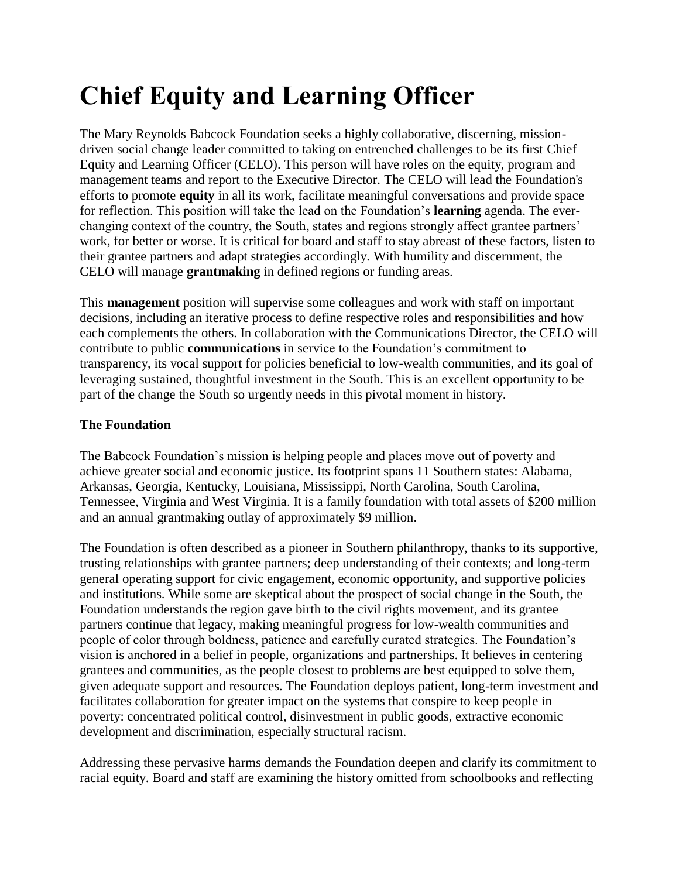# Chief Equity and Learning Officer

The Mary Reynolds Babcock Foundation seeks a highly collaborative, discerning, mission-driven social change leader committed to taking on entrenched challenges to be its first Chief Equity and Learning Officer (CELO). This person will have roles on the equity, program and management teams and report to the Executive Director. The CELO will lead the Foundation's efforts to promote **equity** in all its work, facilitate meaningful conversations and provide space for reflection. This position will take the lead on the Foundation's **learning** agenda. The ever-changing context of the country, the South, states and regions strongly affect grantee partners' work, for better or worse. It is critical for board and staff to stay abreast of these factors, listen to their grantee partners and adapt strategies accordingly. With humility and discernment, the CELO will manage **grantmaking** in defined regions or funding areas.

This **management** position will supervise some colleagues and work with staff on important decisions, including an iterative process to define respective roles and responsibilities and how each complements the others. In collaboration with the Communications Director, the CELO will contribute to public **communications** in service to the Foundation's commitment to transparency, its vocal support for policies beneficial to low-wealth communities, and its goal of leveraging sustained, thoughtful investment in the South. This is an excellent opportunity to be part of the change the South so urgently needs in this pivotal moment in history.

**The Foundation**

The Babcock Foundation's mission is helping people and places move out of poverty and achieve greater social and economic justice. Its footprint spans 11 Southern states: Alabama, Arkansas, Georgia, Kentucky, Louisiana, Mississippi, North Carolina, South Carolina, Tennessee, Virginia and West Virginia. It is a family foundation with total assets of $200 million and an annual grantmaking outlay of approximately $9 million.

The Foundation is often described as a pioneer in Southern philanthropy, thanks to its supportive, trusting relationships with grantee partners; deep understanding of their contexts; and long-term general operating support for civic engagement, economic opportunity, and supportive policies and institutions. While some are skeptical about the prospect of social change in the South, the Foundation understands the region gave birth to the civil rights movement, and its grantee partners continue that legacy, making meaningful progress for low-wealth communities and people of color through boldness, patience and carefully curated strategies. The Foundation's vision is anchored in a belief in people, organizations and partnerships. It believes in centering grantees and communities, as the people closest to problems are best equipped to solve them, given adequate support and resources. The Foundation deploys patient, long-term investment and facilitates collaboration for greater impact on the systems that conspire to keep people in poverty: concentrated political control, disinvestment in public goods, extractive economic development and discrimination, especially structural racism.

Addressing these pervasive harms demands the Foundation deepen and clarify its commitment to racial equity. Board and staff are examining the history omitted from schoolbooks and reflecting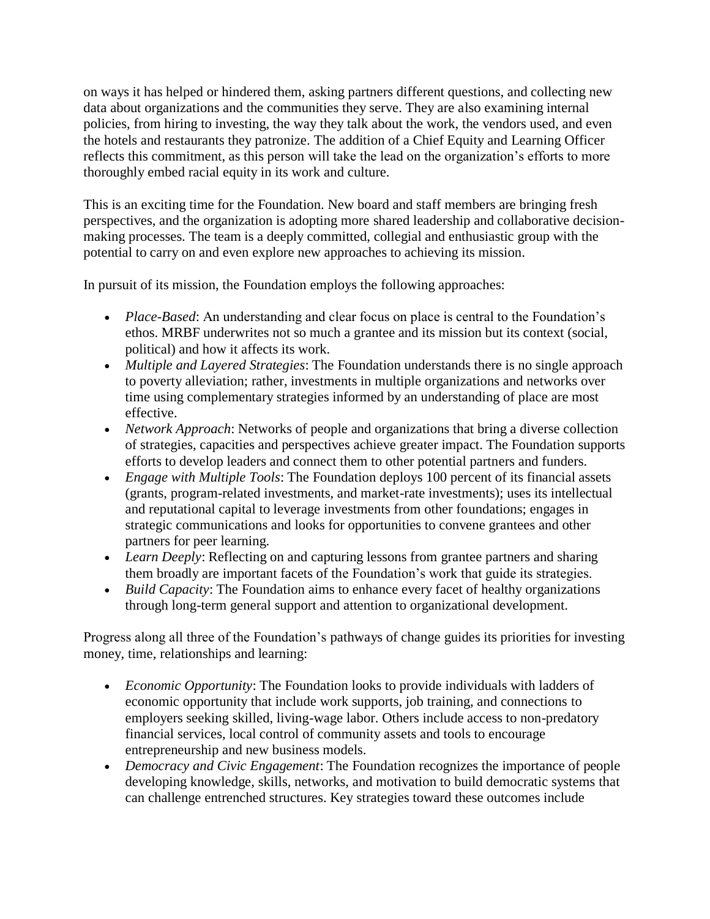on ways it has helped or hindered them, asking partners different questions, and collecting new data about organizations and the communities they serve. They are also examining internal policies, from hiring to investing, the way they talk about the work, the vendors used, and even the hotels and restaurants they patronize. The addition of a Chief Equity and Learning Officer reflects this commitment, as this person will take the lead on the organization's efforts to more thoroughly embed racial equity in its work and culture.

This is an exciting time for the Foundation. New board and staff members are bringing fresh perspectives, and the organization is adopting more shared leadership and collaborative decision-making processes. The team is a deeply committed, collegial and enthusiastic group with the potential to carry on and even explore new approaches to achieving its mission.

In pursuit of its mission, the Foundation employs the following approaches:

- *Place-Based*: An understanding and clear focus on place is central to the Foundation's ethos. MRBF underwrites not so much a grantee and its mission but its context (social, political) and how it affects its work.
- *Multiple and Layered Strategies*: The Foundation understands there is no single approach to poverty alleviation; rather, investments in multiple organizations and networks over time using complementary strategies informed by an understanding of place are most effective.
- *Network Approach*: Networks of people and organizations that bring a diverse collection of strategies, capacities and perspectives achieve greater impact. The Foundation supports efforts to develop leaders and connect them to other potential partners and funders.
- *Engage with Multiple Tools*: The Foundation deploys 100 percent of its financial assets (grants, program-related investments, and market-rate investments); uses its intellectual and reputational capital to leverage investments from other foundations; engages in strategic communications and looks for opportunities to convene grantees and other partners for peer learning.
- *Learn Deeply*: Reflecting on and capturing lessons from grantee partners and sharing them broadly are important facets of the Foundation's work that guide its strategies.
- *Build Capacity*: The Foundation aims to enhance every facet of healthy organizations through long-term general support and attention to organizational development.

Progress along all three of the Foundation's pathways of change guides its priorities for investing money, time, relationships and learning:

- *Economic Opportunity*: The Foundation looks to provide individuals with ladders of economic opportunity that include work supports, job training, and connections to employers seeking skilled, living-wage labor. Others include access to non-predatory financial services, local control of community assets and tools to encourage entrepreneurship and new business models.
- *Democracy and Civic Engagement*: The Foundation recognizes the importance of people developing knowledge, skills, networks, and motivation to build democratic systems that can challenge entrenched structures. Key strategies toward these outcomes include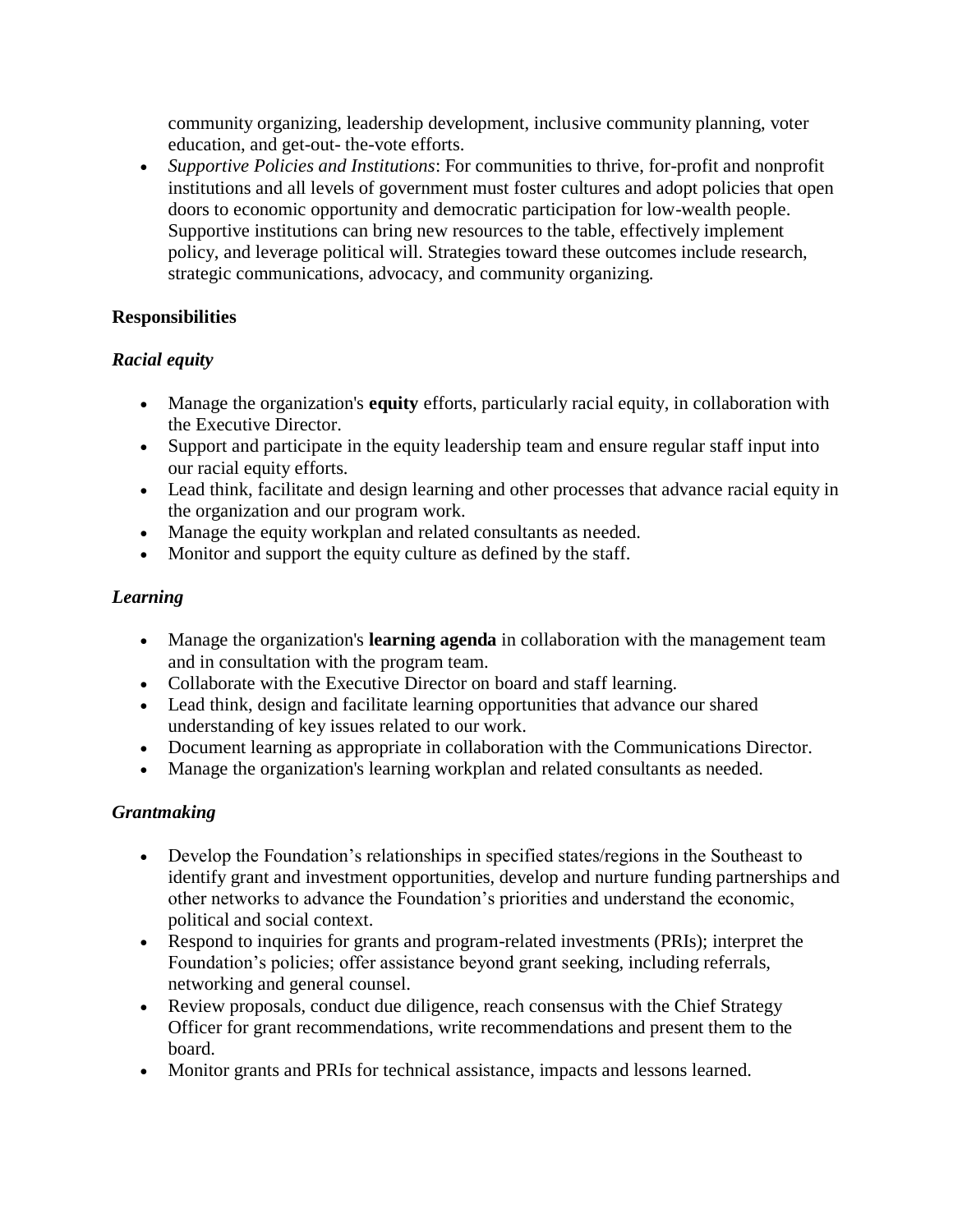community organizing, leadership development, inclusive community planning, voter education, and get-out- the-vote efforts.

- *Supportive Policies and Institutions*: For communities to thrive, for-profit and nonprofit institutions and all levels of government must foster cultures and adopt policies that open doors to economic opportunity and democratic participation for low-wealth people. Supportive institutions can bring new resources to the table, effectively implement policy, and leverage political will. Strategies toward these outcomes include research, strategic communications, advocacy, and community organizing.

**Responsibilities**

***Racial equity***

- Manage the organization's **equity** efforts, particularly racial equity, in collaboration with the Executive Director.
- Support and participate in the equity leadership team and ensure regular staff input into our racial equity efforts.
- Lead think, facilitate and design learning and other processes that advance racial equity in the organization and our program work.
- Manage the equity workplan and related consultants as needed.
- Monitor and support the equity culture as defined by the staff.

***Learning***

- Manage the organization's **learning agenda** in collaboration with the management team and in consultation with the program team.
- Collaborate with the Executive Director on board and staff learning.
- Lead think, design and facilitate learning opportunities that advance our shared understanding of key issues related to our work.
- Document learning as appropriate in collaboration with the Communications Director.
- Manage the organization's learning workplan and related consultants as needed.

***Grantmaking***

- Develop the Foundation's relationships in specified states/regions in the Southeast to identify grant and investment opportunities, develop and nurture funding partnerships and other networks to advance the Foundation's priorities and understand the economic, political and social context.
- Respond to inquiries for grants and program-related investments (PRIs); interpret the Foundation's policies; offer assistance beyond grant seeking, including referrals, networking and general counsel.
- Review proposals, conduct due diligence, reach consensus with the Chief Strategy Officer for grant recommendations, write recommendations and present them to the board.
- Monitor grants and PRIs for technical assistance, impacts and lessons learned.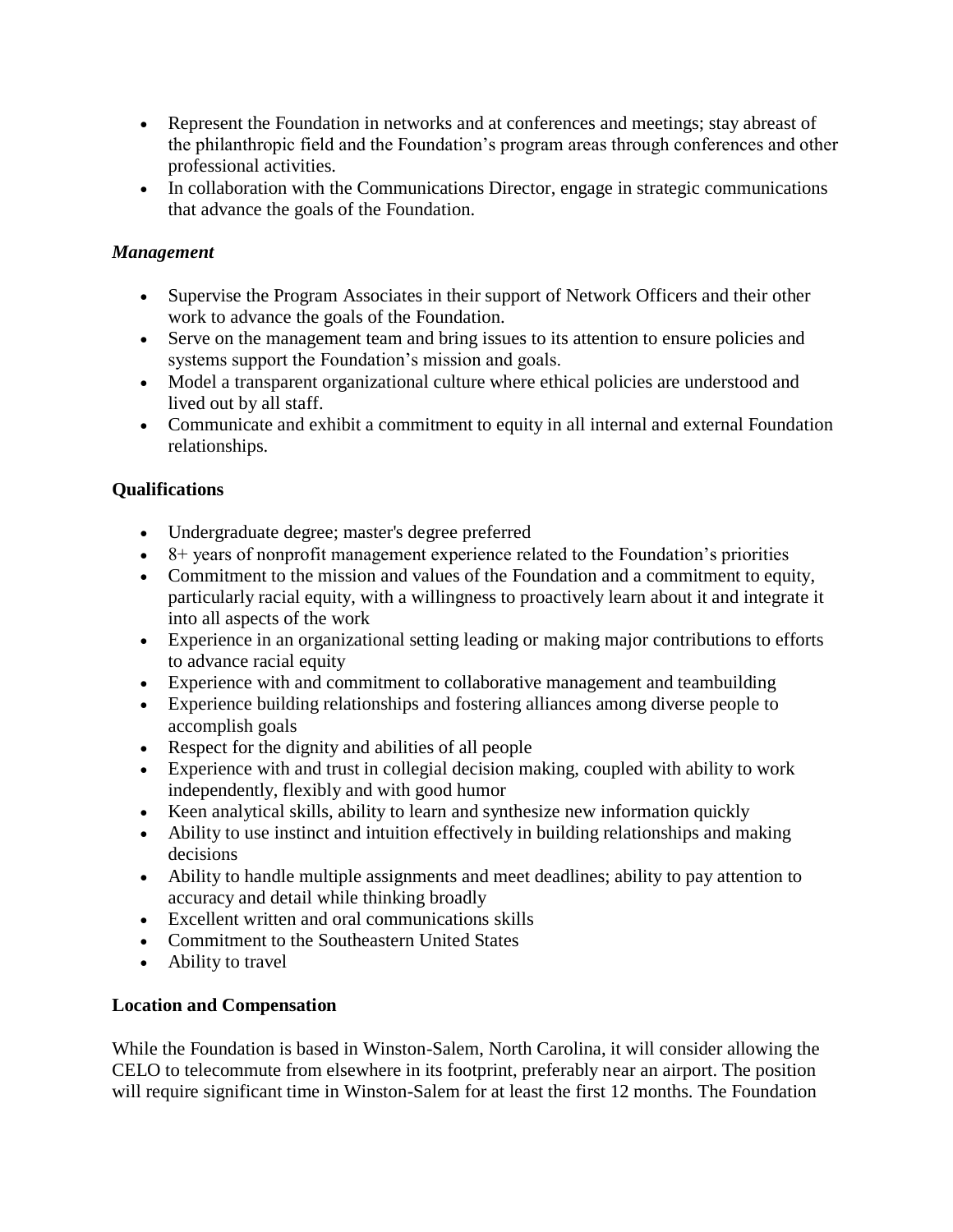- Represent the Foundation in networks and at conferences and meetings; stay abreast of the philanthropic field and the Foundation's program areas through conferences and other professional activities.
- In collaboration with the Communications Director, engage in strategic communications that advance the goals of the Foundation.

### *Management*

- Supervise the Program Associates in their support of Network Officers and their other work to advance the goals of the Foundation.
- Serve on the management team and bring issues to its attention to ensure policies and systems support the Foundation's mission and goals.
- Model a transparent organizational culture where ethical policies are understood and lived out by all staff.
- Communicate and exhibit a commitment to equity in all internal and external Foundation relationships.

## **Qualifications**

- Undergraduate degree; master's degree preferred
- 8+ years of nonprofit management experience related to the Foundation's priorities
- Commitment to the mission and values of the Foundation and a commitment to equity, particularly racial equity, with a willingness to proactively learn about it and integrate it into all aspects of the work
- Experience in an organizational setting leading or making major contributions to efforts to advance racial equity
- Experience with and commitment to collaborative management and teambuilding
- Experience building relationships and fostering alliances among diverse people to accomplish goals
- Respect for the dignity and abilities of all people
- Experience with and trust in collegial decision making, coupled with ability to work independently, flexibly and with good humor
- Keen analytical skills, ability to learn and synthesize new information quickly
- Ability to use instinct and intuition effectively in building relationships and making decisions
- Ability to handle multiple assignments and meet deadlines; ability to pay attention to accuracy and detail while thinking broadly
- Excellent written and oral communications skills
- Commitment to the Southeastern United States
- Ability to travel

## **Location and Compensation**

While the Foundation is based in Winston-Salem, North Carolina, it will consider allowing the CELO to telecommute from elsewhere in its footprint, preferably near an airport. The position will require significant time in Winston-Salem for at least the first 12 months. The Foundation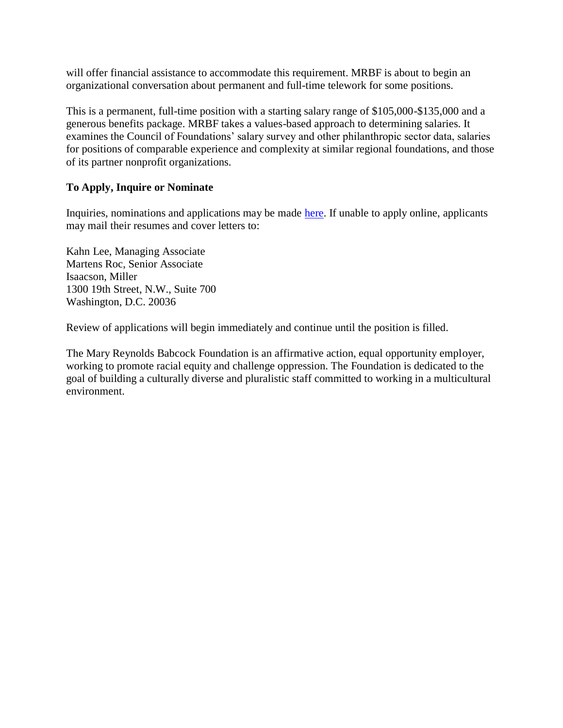will offer financial assistance to accommodate this requirement. MRBF is about to begin an organizational conversation about permanent and full-time telework for some positions.

This is a permanent, full-time position with a starting salary range of $105,000-$135,000 and a generous benefits package. MRBF takes a values-based approach to determining salaries. It examines the Council of Foundations' salary survey and other philanthropic sector data, salaries for positions of comparable experience and complexity at similar regional foundations, and those of its partner nonprofit organizations.

**To Apply, Inquire or Nominate**

Inquiries, nominations and applications may be made here. If unable to apply online, applicants may mail their resumes and cover letters to:

Kahn Lee, Managing Associate
Martens Roc, Senior Associate
Isaacson, Miller
1300 19th Street, N.W., Suite 700
Washington, D.C. 20036

Review of applications will begin immediately and continue until the position is filled.

The Mary Reynolds Babcock Foundation is an affirmative action, equal opportunity employer, working to promote racial equity and challenge oppression. The Foundation is dedicated to the goal of building a culturally diverse and pluralistic staff committed to working in a multicultural environment.